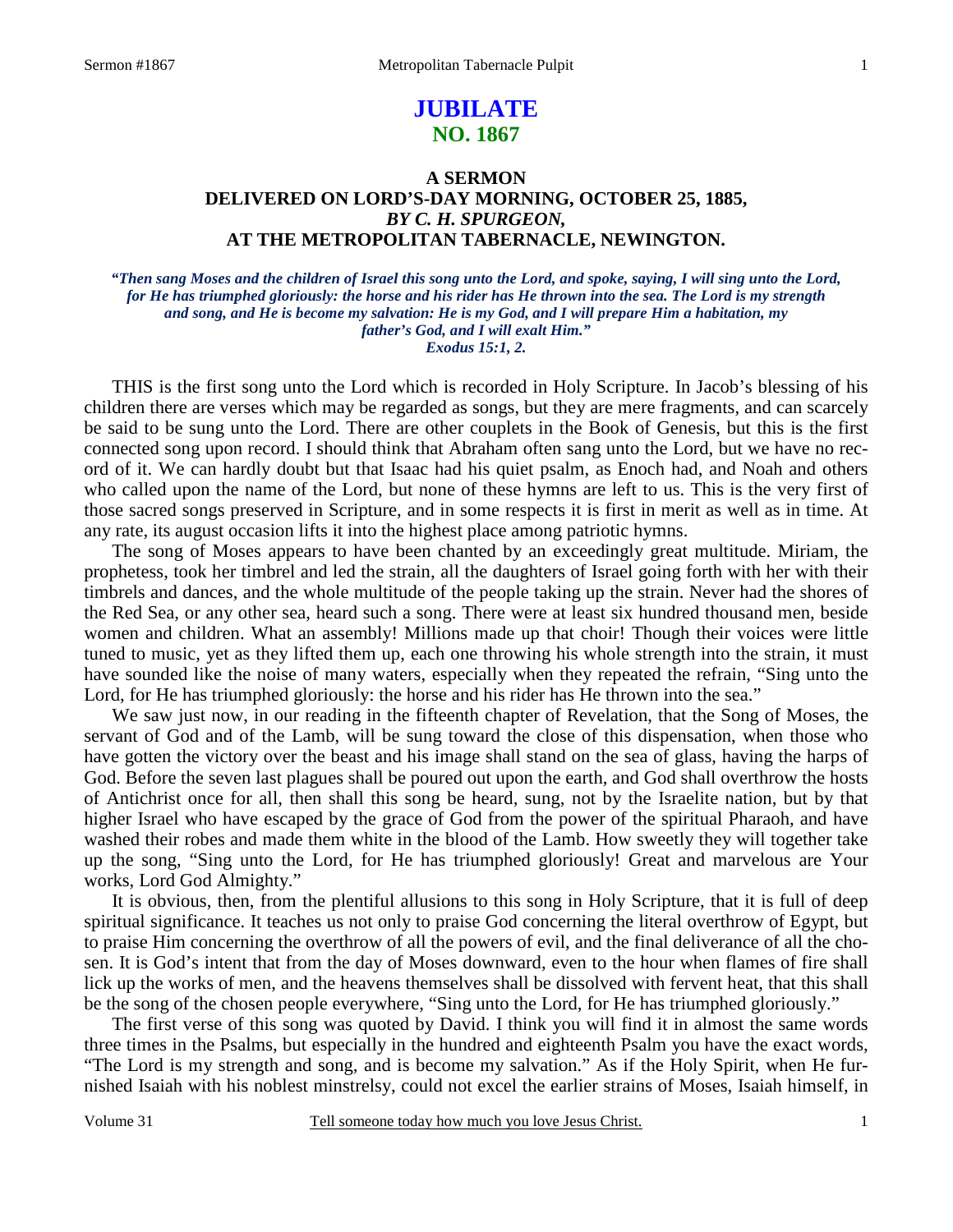# JUBILATE
## NO. 1867

### A SERMON DELIVERED ON LORD'S-DAY MORNING, OCTOBER 25, 1885, *BY C. H. SPURGEON,* AT THE METROPOLITAN TABERNACLE, NEWINGTON.

***"Then sang Moses and the children of Israel this song unto the Lord, and spoke, saying, I will sing unto the Lord, for He has triumphed gloriously: the horse and his rider has He thrown into the sea. The Lord is my strength and song, and He is become my salvation: He is my God, and I will prepare Him a habitation, my father's God, and I will exalt Him."***
***Exodus 15:1, 2.***

THIS is the first song unto the Lord which is recorded in Holy Scripture. In Jacob's blessing of his children there are verses which may be regarded as songs, but they are mere fragments, and can scarcely be said to be sung unto the Lord. There are other couplets in the Book of Genesis, but this is the first connected song upon record. I should think that Abraham often sang unto the Lord, but we have no record of it. We can hardly doubt but that Isaac had his quiet psalm, as Enoch had, and Noah and others who called upon the name of the Lord, but none of these hymns are left to us. This is the very first of those sacred songs preserved in Scripture, and in some respects it is first in merit as well as in time. At any rate, its august occasion lifts it into the highest place among patriotic hymns.

The song of Moses appears to have been chanted by an exceedingly great multitude. Miriam, the prophetess, took her timbrel and led the strain, all the daughters of Israel going forth with her with their timbrels and dances, and the whole multitude of the people taking up the strain. Never had the shores of the Red Sea, or any other sea, heard such a song. There were at least six hundred thousand men, beside women and children. What an assembly! Millions made up that choir! Though their voices were little tuned to music, yet as they lifted them up, each one throwing his whole strength into the strain, it must have sounded like the noise of many waters, especially when they repeated the refrain, "Sing unto the Lord, for He has triumphed gloriously: the horse and his rider has He thrown into the sea."

We saw just now, in our reading in the fifteenth chapter of Revelation, that the Song of Moses, the servant of God and of the Lamb, will be sung toward the close of this dispensation, when those who have gotten the victory over the beast and his image shall stand on the sea of glass, having the harps of God. Before the seven last plagues shall be poured out upon the earth, and God shall overthrow the hosts of Antichrist once for all, then shall this song be heard, sung, not by the Israelite nation, but by that higher Israel who have escaped by the grace of God from the power of the spiritual Pharaoh, and have washed their robes and made them white in the blood of the Lamb. How sweetly they will together take up the song, "Sing unto the Lord, for He has triumphed gloriously! Great and marvelous are Your works, Lord God Almighty."

It is obvious, then, from the plentiful allusions to this song in Holy Scripture, that it is full of deep spiritual significance. It teaches us not only to praise God concerning the literal overthrow of Egypt, but to praise Him concerning the overthrow of all the powers of evil, and the final deliverance of all the chosen. It is God's intent that from the day of Moses downward, even to the hour when flames of fire shall lick up the works of men, and the heavens themselves shall be dissolved with fervent heat, that this shall be the song of the chosen people everywhere, "Sing unto the Lord, for He has triumphed gloriously."

The first verse of this song was quoted by David. I think you will find it in almost the same words three times in the Psalms, but especially in the hundred and eighteenth Psalm you have the exact words, "The Lord is my strength and song, and is become my salvation." As if the Holy Spirit, when He furnished Isaiah with his noblest minstrelsy, could not excel the earlier strains of Moses, Isaiah himself, in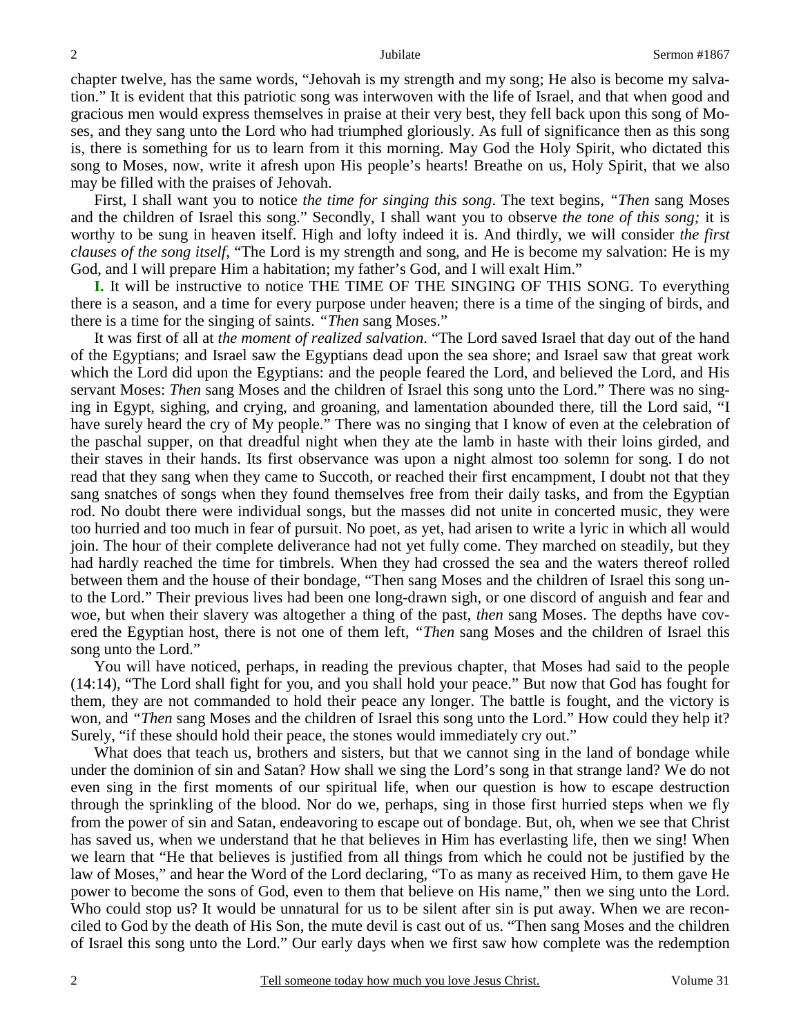chapter twelve, has the same words, "Jehovah is my strength and my song; He also is become my salvation." It is evident that this patriotic song was interwoven with the life of Israel, and that when good and gracious men would express themselves in praise at their very best, they fell back upon this song of Moses, and they sang unto the Lord who had triumphed gloriously. As full of significance then as this song is, there is something for us to learn from it this morning. May God the Holy Spirit, who dictated this song to Moses, now, write it afresh upon His people's hearts! Breathe on us, Holy Spirit, that we also may be filled with the praises of Jehovah.

First, I shall want you to notice *the time for singing this song*. The text begins, *"Then* sang Moses and the children of Israel this song." Secondly, I shall want you to observe *the tone of this song;* it is worthy to be sung in heaven itself. High and lofty indeed it is. And thirdly, we will consider *the first clauses of the song itself*, "The Lord is my strength and song, and He is become my salvation: He is my God, and I will prepare Him a habitation; my father's God, and I will exalt Him."

**I.** It will be instructive to notice THE TIME OF THE SINGING OF THIS SONG. To everything there is a season, and a time for every purpose under heaven; there is a time of the singing of birds, and there is a time for the singing of saints. *"Then* sang Moses."

It was first of all at *the moment of realized salvation*. "The Lord saved Israel that day out of the hand of the Egyptians; and Israel saw the Egyptians dead upon the sea shore; and Israel saw that great work which the Lord did upon the Egyptians: and the people feared the Lord, and believed the Lord, and His servant Moses: *Then* sang Moses and the children of Israel this song unto the Lord." There was no singing in Egypt, sighing, and crying, and groaning, and lamentation abounded there, till the Lord said, "I have surely heard the cry of My people." There was no singing that I know of even at the celebration of the paschal supper, on that dreadful night when they ate the lamb in haste with their loins girded, and their staves in their hands. Its first observance was upon a night almost too solemn for song. I do not read that they sang when they came to Succoth, or reached their first encampment, I doubt not that they sang snatches of songs when they found themselves free from their daily tasks, and from the Egyptian rod. No doubt there were individual songs, but the masses did not unite in concerted music, they were too hurried and too much in fear of pursuit. No poet, as yet, had arisen to write a lyric in which all would join. The hour of their complete deliverance had not yet fully come. They marched on steadily, but they had hardly reached the time for timbrels. When they had crossed the sea and the waters thereof rolled between them and the house of their bondage, "Then sang Moses and the children of Israel this song unto the Lord." Their previous lives had been one long-drawn sigh, or one discord of anguish and fear and woe, but when their slavery was altogether a thing of the past, *then* sang Moses. The depths have covered the Egyptian host, there is not one of them left, *"Then* sang Moses and the children of Israel this song unto the Lord."

You will have noticed, perhaps, in reading the previous chapter, that Moses had said to the people (14:14), "The Lord shall fight for you, and you shall hold your peace." But now that God has fought for them, they are not commanded to hold their peace any longer. The battle is fought, and the victory is won, and *"Then* sang Moses and the children of Israel this song unto the Lord." How could they help it? Surely, "if these should hold their peace, the stones would immediately cry out."

What does that teach us, brothers and sisters, but that we cannot sing in the land of bondage while under the dominion of sin and Satan? How shall we sing the Lord's song in that strange land? We do not even sing in the first moments of our spiritual life, when our question is how to escape destruction through the sprinkling of the blood. Nor do we, perhaps, sing in those first hurried steps when we fly from the power of sin and Satan, endeavoring to escape out of bondage. But, oh, when we see that Christ has saved us, when we understand that he that believes in Him has everlasting life, then we sing! When we learn that "He that believes is justified from all things from which he could not be justified by the law of Moses," and hear the Word of the Lord declaring, "To as many as received Him, to them gave He power to become the sons of God, even to them that believe on His name," then we sing unto the Lord. Who could stop us? It would be unnatural for us to be silent after sin is put away. When we are reconciled to God by the death of His Son, the mute devil is cast out of us. "Then sang Moses and the children of Israel this song unto the Lord." Our early days when we first saw how complete was the redemption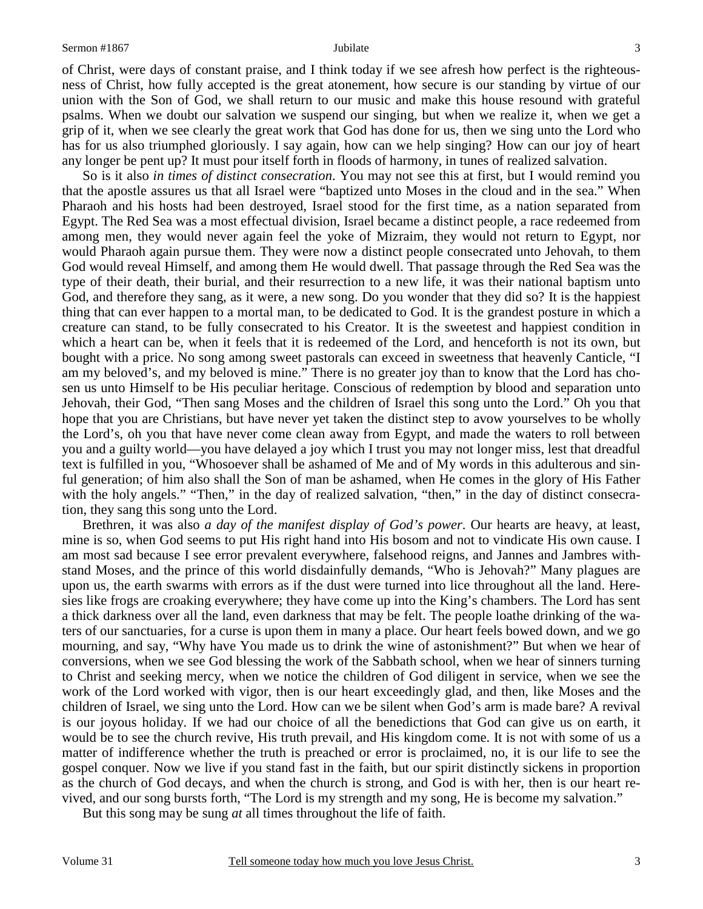of Christ, were days of constant praise, and I think today if we see afresh how perfect is the righteousness of Christ, how fully accepted is the great atonement, how secure is our standing by virtue of our union with the Son of God, we shall return to our music and make this house resound with grateful psalms. When we doubt our salvation we suspend our singing, but when we realize it, when we get a grip of it, when we see clearly the great work that God has done for us, then we sing unto the Lord who has for us also triumphed gloriously. I say again, how can we help singing? How can our joy of heart any longer be pent up? It must pour itself forth in floods of harmony, in tunes of realized salvation.

So is it also *in times of distinct consecration*. You may not see this at first, but I would remind you that the apostle assures us that all Israel were "baptized unto Moses in the cloud and in the sea." When Pharaoh and his hosts had been destroyed, Israel stood for the first time, as a nation separated from Egypt. The Red Sea was a most effectual division, Israel became a distinct people, a race redeemed from among men, they would never again feel the yoke of Mizraim, they would not return to Egypt, nor would Pharaoh again pursue them. They were now a distinct people consecrated unto Jehovah, to them God would reveal Himself, and among them He would dwell. That passage through the Red Sea was the type of their death, their burial, and their resurrection to a new life, it was their national baptism unto God, and therefore they sang, as it were, a new song. Do you wonder that they did so? It is the happiest thing that can ever happen to a mortal man, to be dedicated to God. It is the grandest posture in which a creature can stand, to be fully consecrated to his Creator. It is the sweetest and happiest condition in which a heart can be, when it feels that it is redeemed of the Lord, and henceforth is not its own, but bought with a price. No song among sweet pastorals can exceed in sweetness that heavenly Canticle, "I am my beloved's, and my beloved is mine." There is no greater joy than to know that the Lord has chosen us unto Himself to be His peculiar heritage. Conscious of redemption by blood and separation unto Jehovah, their God, "Then sang Moses and the children of Israel this song unto the Lord." Oh you that hope that you are Christians, but have never yet taken the distinct step to avow yourselves to be wholly the Lord's, oh you that have never come clean away from Egypt, and made the waters to roll between you and a guilty world—you have delayed a joy which I trust you may not longer miss, lest that dreadful text is fulfilled in you, "Whosoever shall be ashamed of Me and of My words in this adulterous and sinful generation; of him also shall the Son of man be ashamed, when He comes in the glory of His Father with the holy angels." "Then," in the day of realized salvation, "then," in the day of distinct consecration, they sang this song unto the Lord.

Brethren, it was also *a day of the manifest display of God's power*. Our hearts are heavy, at least, mine is so, when God seems to put His right hand into His bosom and not to vindicate His own cause. I am most sad because I see error prevalent everywhere, falsehood reigns, and Jannes and Jambres withstand Moses, and the prince of this world disdainfully demands, "Who is Jehovah?" Many plagues are upon us, the earth swarms with errors as if the dust were turned into lice throughout all the land. Heresies like frogs are croaking everywhere; they have come up into the King's chambers. The Lord has sent a thick darkness over all the land, even darkness that may be felt. The people loathe drinking of the waters of our sanctuaries, for a curse is upon them in many a place. Our heart feels bowed down, and we go mourning, and say, "Why have You made us to drink the wine of astonishment?" But when we hear of conversions, when we see God blessing the work of the Sabbath school, when we hear of sinners turning to Christ and seeking mercy, when we notice the children of God diligent in service, when we see the work of the Lord worked with vigor, then is our heart exceedingly glad, and then, like Moses and the children of Israel, we sing unto the Lord. How can we be silent when God's arm is made bare? A revival is our joyous holiday. If we had our choice of all the benedictions that God can give us on earth, it would be to see the church revive, His truth prevail, and His kingdom come. It is not with some of us a matter of indifference whether the truth is preached or error is proclaimed, no, it is our life to see the gospel conquer. Now we live if you stand fast in the faith, but our spirit distinctly sickens in proportion as the church of God decays, and when the church is strong, and God is with her, then is our heart revived, and our song bursts forth, "The Lord is my strength and my song, He is become my salvation."

But this song may be sung *at* all times throughout the life of faith.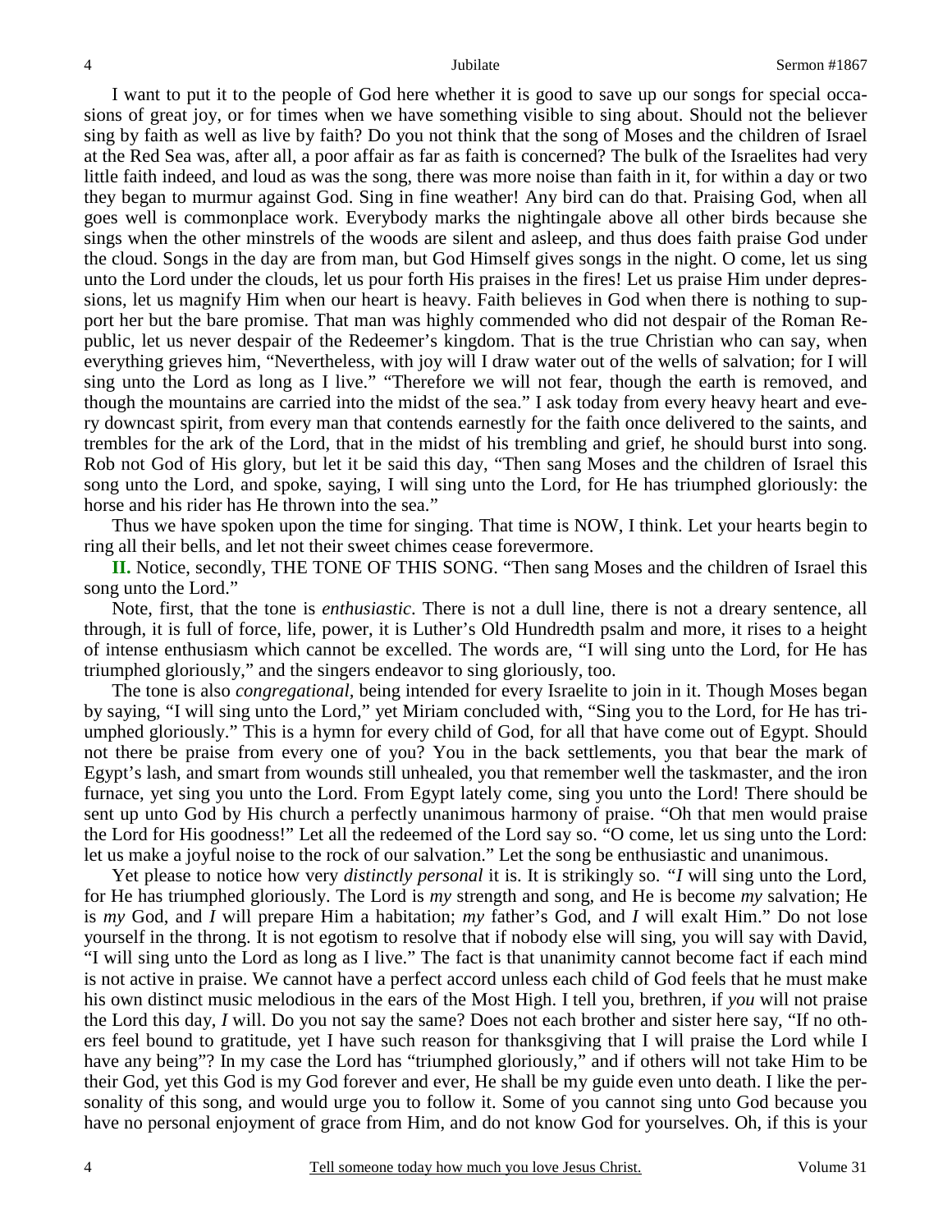I want to put it to the people of God here whether it is good to save up our songs for special occasions of great joy, or for times when we have something visible to sing about. Should not the believer sing by faith as well as live by faith? Do you not think that the song of Moses and the children of Israel at the Red Sea was, after all, a poor affair as far as faith is concerned? The bulk of the Israelites had very little faith indeed, and loud as was the song, there was more noise than faith in it, for within a day or two they began to murmur against God. Sing in fine weather! Any bird can do that. Praising God, when all goes well is commonplace work. Everybody marks the nightingale above all other birds because she sings when the other minstrels of the woods are silent and asleep, and thus does faith praise God under the cloud. Songs in the day are from man, but God Himself gives songs in the night. O come, let us sing unto the Lord under the clouds, let us pour forth His praises in the fires! Let us praise Him under depressions, let us magnify Him when our heart is heavy. Faith believes in God when there is nothing to support her but the bare promise. That man was highly commended who did not despair of the Roman Republic, let us never despair of the Redeemer's kingdom. That is the true Christian who can say, when everything grieves him, "Nevertheless, with joy will I draw water out of the wells of salvation; for I will sing unto the Lord as long as I live." "Therefore we will not fear, though the earth is removed, and though the mountains are carried into the midst of the sea." I ask today from every heavy heart and every downcast spirit, from every man that contends earnestly for the faith once delivered to the saints, and trembles for the ark of the Lord, that in the midst of his trembling and grief, he should burst into song. Rob not God of His glory, but let it be said this day, "Then sang Moses and the children of Israel this song unto the Lord, and spoke, saying, I will sing unto the Lord, for He has triumphed gloriously: the horse and his rider has He thrown into the sea."

Thus we have spoken upon the time for singing. That time is NOW, I think. Let your hearts begin to ring all their bells, and let not their sweet chimes cease forevermore.

**II.** Notice, secondly, THE TONE OF THIS SONG. "Then sang Moses and the children of Israel this song unto the Lord."

Note, first, that the tone is *enthusiastic*. There is not a dull line, there is not a dreary sentence, all through, it is full of force, life, power, it is Luther's Old Hundredth psalm and more, it rises to a height of intense enthusiasm which cannot be excelled. The words are, "I will sing unto the Lord, for He has triumphed gloriously," and the singers endeavor to sing gloriously, too.

The tone is also *congregational,* being intended for every Israelite to join in it. Though Moses began by saying, "I will sing unto the Lord," yet Miriam concluded with, "Sing you to the Lord, for He has triumphed gloriously." This is a hymn for every child of God, for all that have come out of Egypt. Should not there be praise from every one of you? You in the back settlements, you that bear the mark of Egypt's lash, and smart from wounds still unhealed, you that remember well the taskmaster, and the iron furnace, yet sing you unto the Lord. From Egypt lately come, sing you unto the Lord! There should be sent up unto God by His church a perfectly unanimous harmony of praise. "Oh that men would praise the Lord for His goodness!" Let all the redeemed of the Lord say so. "O come, let us sing unto the Lord: let us make a joyful noise to the rock of our salvation." Let the song be enthusiastic and unanimous.

Yet please to notice how very *distinctly personal* it is. It is strikingly so. "*I* will sing unto the Lord, for He has triumphed gloriously. The Lord is *my* strength and song, and He is become *my* salvation; He is *my* God, and *I* will prepare Him a habitation; *my* father's God, and *I* will exalt Him." Do not lose yourself in the throng. It is not egotism to resolve that if nobody else will sing, you will say with David, "I will sing unto the Lord as long as I live." The fact is that unanimity cannot become fact if each mind is not active in praise. We cannot have a perfect accord unless each child of God feels that he must make his own distinct music melodious in the ears of the Most High. I tell you, brethren, if *you* will not praise the Lord this day, *I* will. Do you not say the same? Does not each brother and sister here say, "If no others feel bound to gratitude, yet I have such reason for thanksgiving that I will praise the Lord while I have any being"? In my case the Lord has "triumphed gloriously," and if others will not take Him to be their God, yet this God is my God forever and ever, He shall be my guide even unto death. I like the personality of this song, and would urge you to follow it. Some of you cannot sing unto God because you have no personal enjoyment of grace from Him, and do not know God for yourselves. Oh, if this is your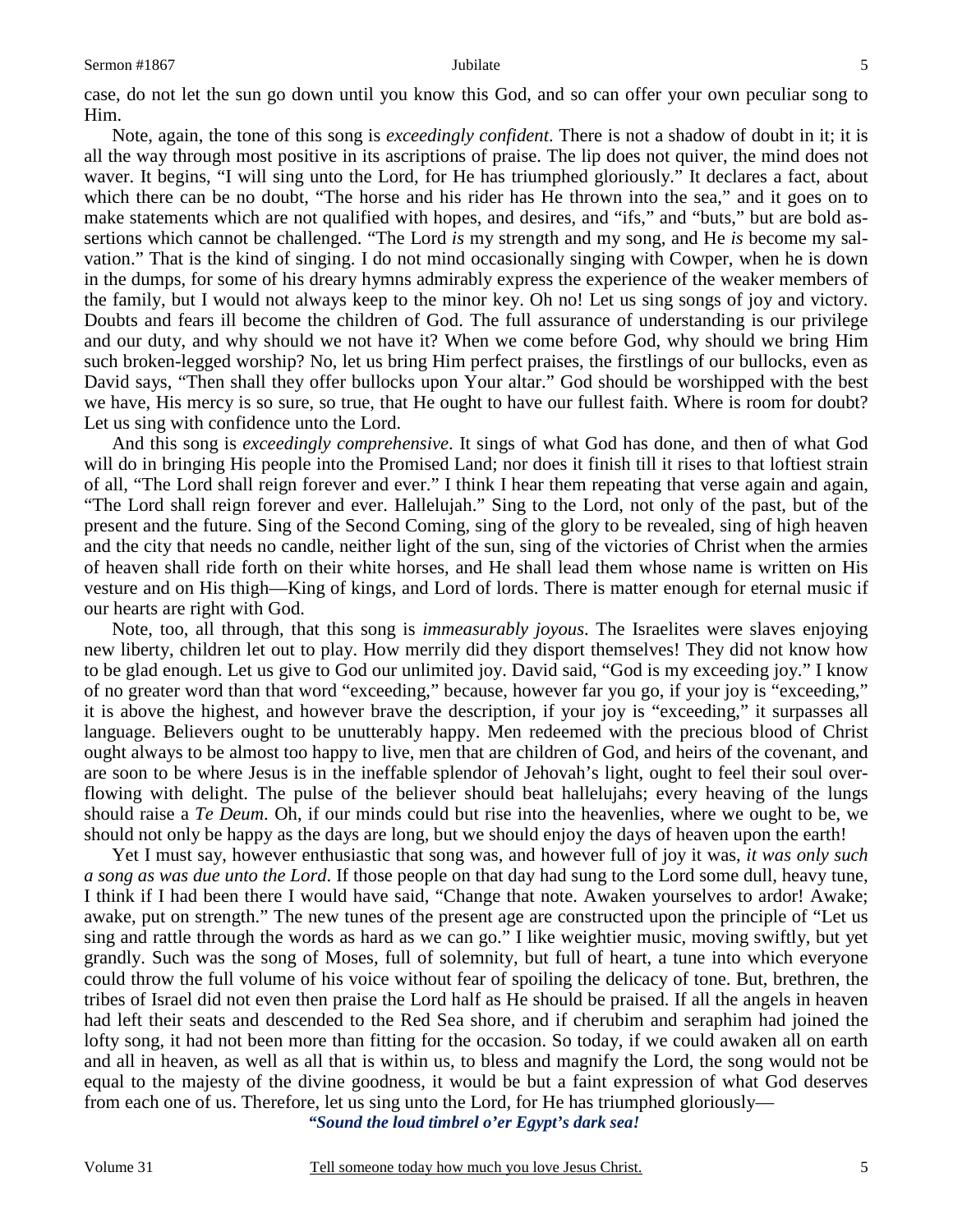case, do not let the sun go down until you know this God, and so can offer your own peculiar song to Him.

Note, again, the tone of this song is *exceedingly confident*. There is not a shadow of doubt in it; it is all the way through most positive in its ascriptions of praise. The lip does not quiver, the mind does not waver. It begins, "I will sing unto the Lord, for He has triumphed gloriously." It declares a fact, about which there can be no doubt, "The horse and his rider has He thrown into the sea," and it goes on to make statements which are not qualified with hopes, and desires, and "ifs," and "buts," but are bold assertions which cannot be challenged. "The Lord *is* my strength and my song, and He *is* become my salvation." That is the kind of singing. I do not mind occasionally singing with Cowper, when he is down in the dumps, for some of his dreary hymns admirably express the experience of the weaker members of the family, but I would not always keep to the minor key. Oh no! Let us sing songs of joy and victory. Doubts and fears ill become the children of God. The full assurance of understanding is our privilege and our duty, and why should we not have it? When we come before God, why should we bring Him such broken-legged worship? No, let us bring Him perfect praises, the firstlings of our bullocks, even as David says, "Then shall they offer bullocks upon Your altar." God should be worshipped with the best we have, His mercy is so sure, so true, that He ought to have our fullest faith. Where is room for doubt? Let us sing with confidence unto the Lord.

And this song is *exceedingly comprehensive*. It sings of what God has done, and then of what God will do in bringing His people into the Promised Land; nor does it finish till it rises to that loftiest strain of all, "The Lord shall reign forever and ever." I think I hear them repeating that verse again and again, "The Lord shall reign forever and ever. Hallelujah." Sing to the Lord, not only of the past, but of the present and the future. Sing of the Second Coming, sing of the glory to be revealed, sing of high heaven and the city that needs no candle, neither light of the sun, sing of the victories of Christ when the armies of heaven shall ride forth on their white horses, and He shall lead them whose name is written on His vesture and on His thigh—King of kings, and Lord of lords. There is matter enough for eternal music if our hearts are right with God.

Note, too, all through, that this song is *immeasurably joyous*. The Israelites were slaves enjoying new liberty, children let out to play. How merrily did they disport themselves! They did not know how to be glad enough. Let us give to God our unlimited joy. David said, "God is my exceeding joy." I know of no greater word than that word "exceeding," because, however far you go, if your joy is "exceeding," it is above the highest, and however brave the description, if your joy is "exceeding," it surpasses all language. Believers ought to be unutterably happy. Men redeemed with the precious blood of Christ ought always to be almost too happy to live, men that are children of God, and heirs of the covenant, and are soon to be where Jesus is in the ineffable splendor of Jehovah's light, ought to feel their soul overflowing with delight. The pulse of the believer should beat hallelujahs; every heaving of the lungs should raise a *Te Deum*. Oh, if our minds could but rise into the heavenlies, where we ought to be, we should not only be happy as the days are long, but we should enjoy the days of heaven upon the earth!

Yet I must say, however enthusiastic that song was, and however full of joy it was, *it was only such a song as was due unto the Lord*. If those people on that day had sung to the Lord some dull, heavy tune, I think if I had been there I would have said, "Change that note. Awaken yourselves to ardor! Awake; awake, put on strength." The new tunes of the present age are constructed upon the principle of "Let us sing and rattle through the words as hard as we can go." I like weightier music, moving swiftly, but yet grandly. Such was the song of Moses, full of solemnity, but full of heart, a tune into which everyone could throw the full volume of his voice without fear of spoiling the delicacy of tone. But, brethren, the tribes of Israel did not even then praise the Lord half as He should be praised. If all the angels in heaven had left their seats and descended to the Red Sea shore, and if cherubim and seraphim had joined the lofty song, it had not been more than fitting for the occasion. So today, if we could awaken all on earth and all in heaven, as well as all that is within us, to bless and magnify the Lord, the song would not be equal to the majesty of the divine goodness, it would be but a faint expression of what God deserves from each one of us. Therefore, let us sing unto the Lord, for He has triumphed gloriously—

***"Sound the loud timbrel o'er Egypt's dark sea!***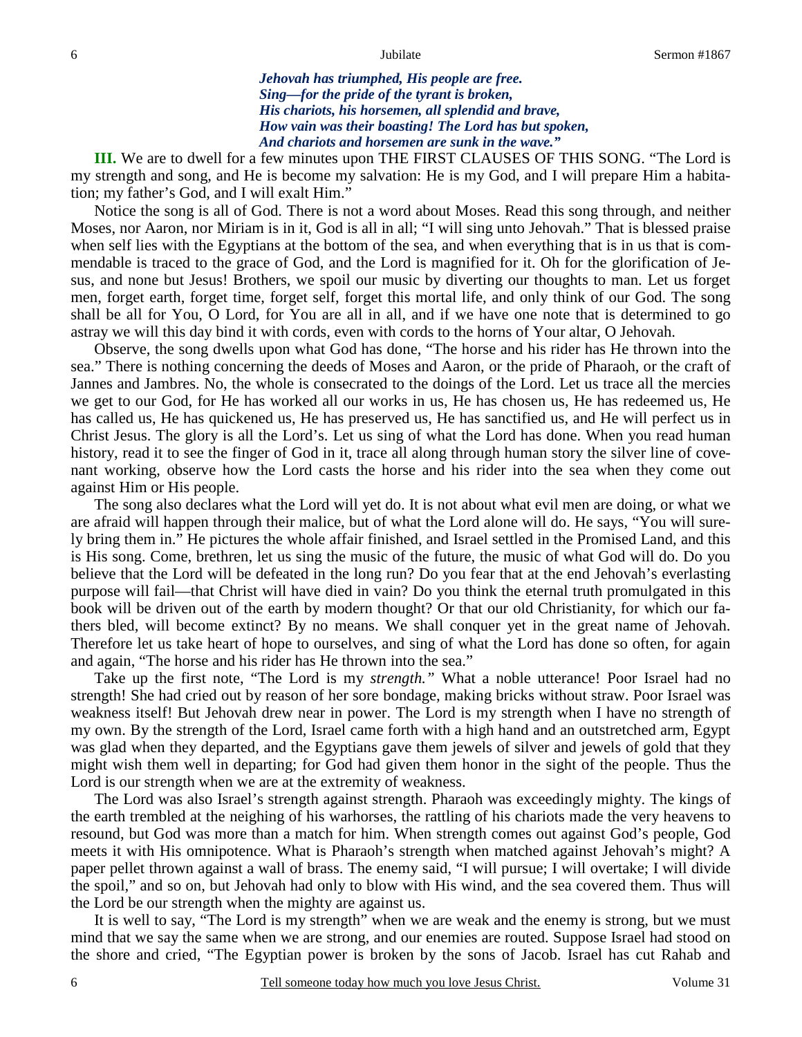*Jehovah has triumphed, His people are free.*
*Sing—for the pride of the tyrant is broken,*
*His chariots, his horsemen, all splendid and brave,*
*How vain was their boasting! The Lord has but spoken,*
*And chariots and horsemen are sunk in the wave."*

**III.** We are to dwell for a few minutes upon THE FIRST CLAUSES OF THIS SONG. "The Lord is my strength and song, and He is become my salvation: He is my God, and I will prepare Him a habitation; my father's God, and I will exalt Him."

Notice the song is all of God. There is not a word about Moses. Read this song through, and neither Moses, nor Aaron, nor Miriam is in it, God is all in all; "I will sing unto Jehovah." That is blessed praise when self lies with the Egyptians at the bottom of the sea, and when everything that is in us that is commendable is traced to the grace of God, and the Lord is magnified for it. Oh for the glorification of Jesus, and none but Jesus! Brothers, we spoil our music by diverting our thoughts to man. Let us forget men, forget earth, forget time, forget self, forget this mortal life, and only think of our God. The song shall be all for You, O Lord, for You are all in all, and if we have one note that is determined to go astray we will this day bind it with cords, even with cords to the horns of Your altar, O Jehovah.

Observe, the song dwells upon what God has done, "The horse and his rider has He thrown into the sea." There is nothing concerning the deeds of Moses and Aaron, or the pride of Pharaoh, or the craft of Jannes and Jambres. No, the whole is consecrated to the doings of the Lord. Let us trace all the mercies we get to our God, for He has worked all our works in us, He has chosen us, He has redeemed us, He has called us, He has quickened us, He has preserved us, He has sanctified us, and He will perfect us in Christ Jesus. The glory is all the Lord's. Let us sing of what the Lord has done. When you read human history, read it to see the finger of God in it, trace all along through human story the silver line of covenant working, observe how the Lord casts the horse and his rider into the sea when they come out against Him or His people.

The song also declares what the Lord will yet do. It is not about what evil men are doing, or what we are afraid will happen through their malice, but of what the Lord alone will do. He says, "You will surely bring them in." He pictures the whole affair finished, and Israel settled in the Promised Land, and this is His song. Come, brethren, let us sing the music of the future, the music of what God will do. Do you believe that the Lord will be defeated in the long run? Do you fear that at the end Jehovah's everlasting purpose will fail—that Christ will have died in vain? Do you think the eternal truth promulgated in this book will be driven out of the earth by modern thought? Or that our old Christianity, for which our fathers bled, will become extinct? By no means. We shall conquer yet in the great name of Jehovah. Therefore let us take heart of hope to ourselves, and sing of what the Lord has done so often, for again and again, "The horse and his rider has He thrown into the sea."

Take up the first note, "The Lord is my *strength."* What a noble utterance! Poor Israel had no strength! She had cried out by reason of her sore bondage, making bricks without straw. Poor Israel was weakness itself! But Jehovah drew near in power. The Lord is my strength when I have no strength of my own. By the strength of the Lord, Israel came forth with a high hand and an outstretched arm, Egypt was glad when they departed, and the Egyptians gave them jewels of silver and jewels of gold that they might wish them well in departing; for God had given them honor in the sight of the people. Thus the Lord is our strength when we are at the extremity of weakness.

The Lord was also Israel's strength against strength. Pharaoh was exceedingly mighty. The kings of the earth trembled at the neighing of his warhorses, the rattling of his chariots made the very heavens to resound, but God was more than a match for him. When strength comes out against God's people, God meets it with His omnipotence. What is Pharaoh's strength when matched against Jehovah's might? A paper pellet thrown against a wall of brass. The enemy said, "I will pursue; I will overtake; I will divide the spoil," and so on, but Jehovah had only to blow with His wind, and the sea covered them. Thus will the Lord be our strength when the mighty are against us.

It is well to say, "The Lord is my strength" when we are weak and the enemy is strong, but we must mind that we say the same when we are strong, and our enemies are routed. Suppose Israel had stood on the shore and cried, "The Egyptian power is broken by the sons of Jacob. Israel has cut Rahab and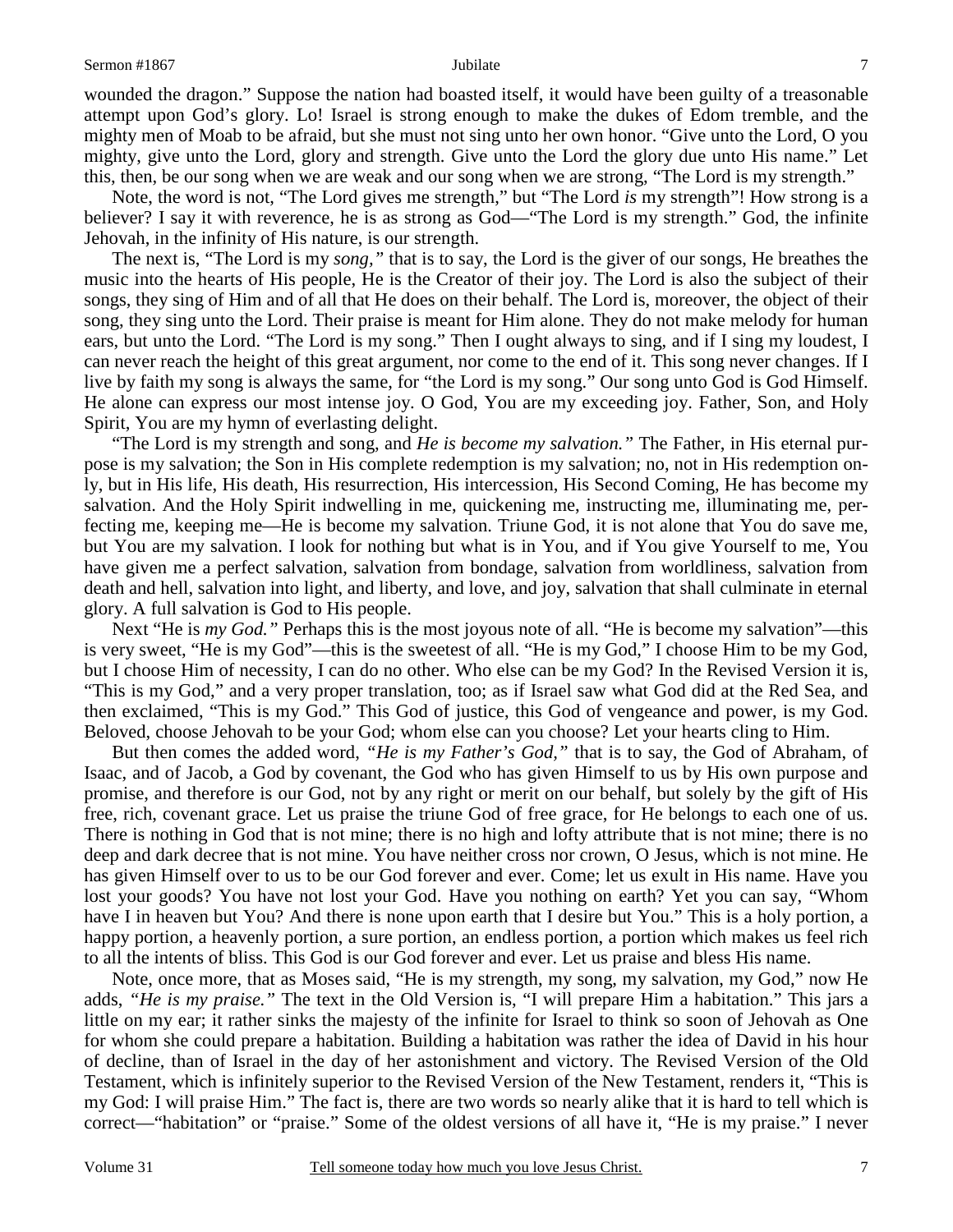wounded the dragon." Suppose the nation had boasted itself, it would have been guilty of a treasonable attempt upon God's glory. Lo! Israel is strong enough to make the dukes of Edom tremble, and the mighty men of Moab to be afraid, but she must not sing unto her own honor. "Give unto the Lord, O you mighty, give unto the Lord, glory and strength. Give unto the Lord the glory due unto His name." Let this, then, be our song when we are weak and our song when we are strong, "The Lord is my strength."

Note, the word is not, "The Lord gives me strength," but "The Lord *is* my strength"! How strong is a believer? I say it with reverence, he is as strong as God—"The Lord is my strength." God, the infinite Jehovah, in the infinity of His nature, is our strength.

The next is, "The Lord is my *song,"* that is to say, the Lord is the giver of our songs, He breathes the music into the hearts of His people, He is the Creator of their joy. The Lord is also the subject of their songs, they sing of Him and of all that He does on their behalf. The Lord is, moreover, the object of their song, they sing unto the Lord. Their praise is meant for Him alone. They do not make melody for human ears, but unto the Lord. "The Lord is my song." Then I ought always to sing, and if I sing my loudest, I can never reach the height of this great argument, nor come to the end of it. This song never changes. If I live by faith my song is always the same, for "the Lord is my song." Our song unto God is God Himself. He alone can express our most intense joy. O God, You are my exceeding joy. Father, Son, and Holy Spirit, You are my hymn of everlasting delight.

"The Lord is my strength and song, and *He is become my salvation."* The Father, in His eternal purpose is my salvation; the Son in His complete redemption is my salvation; no, not in His redemption only, but in His life, His death, His resurrection, His intercession, His Second Coming, He has become my salvation. And the Holy Spirit indwelling in me, quickening me, instructing me, illuminating me, perfecting me, keeping me—He is become my salvation. Triune God, it is not alone that You do save me, but You are my salvation. I look for nothing but what is in You, and if You give Yourself to me, You have given me a perfect salvation, salvation from bondage, salvation from worldliness, salvation from death and hell, salvation into light, and liberty, and love, and joy, salvation that shall culminate in eternal glory. A full salvation is God to His people.

Next "He is *my God."* Perhaps this is the most joyous note of all. "He is become my salvation"—this is very sweet, "He is my God"—this is the sweetest of all. "He is my God," I choose Him to be my God, but I choose Him of necessity, I can do no other. Who else can be my God? In the Revised Version it is, "This is my God," and a very proper translation, too; as if Israel saw what God did at the Red Sea, and then exclaimed, "This is my God." This God of justice, this God of vengeance and power, is my God. Beloved, choose Jehovah to be your God; whom else can you choose? Let your hearts cling to Him.

But then comes the added word, *"He is my Father's God,"* that is to say, the God of Abraham, of Isaac, and of Jacob, a God by covenant, the God who has given Himself to us by His own purpose and promise, and therefore is our God, not by any right or merit on our behalf, but solely by the gift of His free, rich, covenant grace. Let us praise the triune God of free grace, for He belongs to each one of us. There is nothing in God that is not mine; there is no high and lofty attribute that is not mine; there is no deep and dark decree that is not mine. You have neither cross nor crown, O Jesus, which is not mine. He has given Himself over to us to be our God forever and ever. Come; let us exult in His name. Have you lost your goods? You have not lost your God. Have you nothing on earth? Yet you can say, "Whom have I in heaven but You? And there is none upon earth that I desire but You." This is a holy portion, a happy portion, a heavenly portion, a sure portion, an endless portion, a portion which makes us feel rich to all the intents of bliss. This God is our God forever and ever. Let us praise and bless His name.

Note, once more, that as Moses said, "He is my strength, my song, my salvation, my God," now He adds, *"He is my praise."* The text in the Old Version is, "I will prepare Him a habitation." This jars a little on my ear; it rather sinks the majesty of the infinite for Israel to think so soon of Jehovah as One for whom she could prepare a habitation. Building a habitation was rather the idea of David in his hour of decline, than of Israel in the day of her astonishment and victory. The Revised Version of the Old Testament, which is infinitely superior to the Revised Version of the New Testament, renders it, "This is my God: I will praise Him." The fact is, there are two words so nearly alike that it is hard to tell which is correct—"habitation" or "praise." Some of the oldest versions of all have it, "He is my praise." I never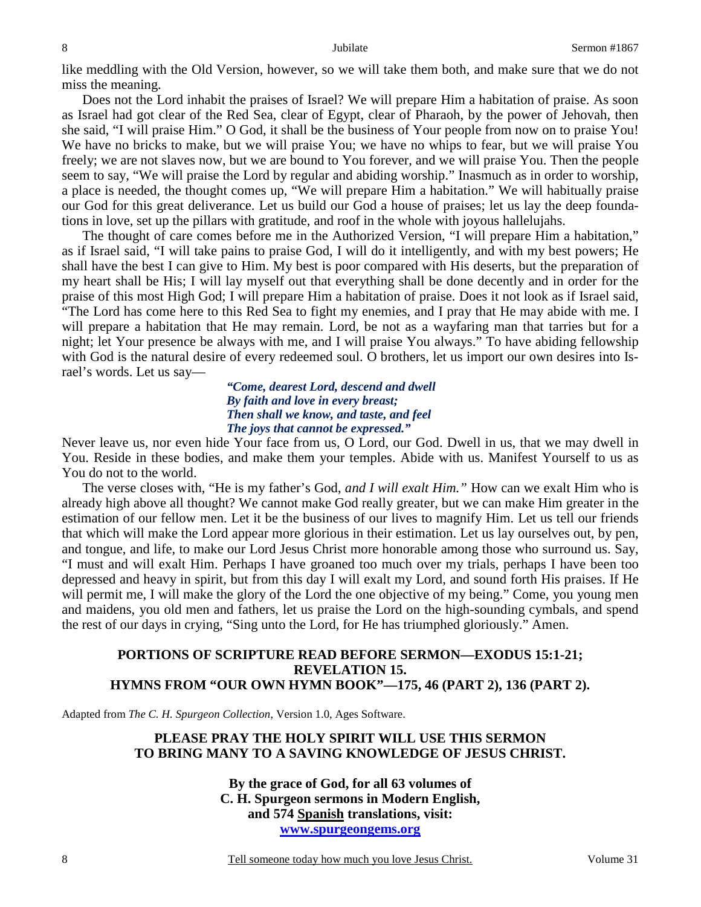like meddling with the Old Version, however, so we will take them both, and make sure that we do not miss the meaning.

Does not the Lord inhabit the praises of Israel? We will prepare Him a habitation of praise. As soon as Israel had got clear of the Red Sea, clear of Egypt, clear of Pharaoh, by the power of Jehovah, then she said, "I will praise Him." O God, it shall be the business of Your people from now on to praise You! We have no bricks to make, but we will praise You; we have no whips to fear, but we will praise You freely; we are not slaves now, but we are bound to You forever, and we will praise You. Then the people seem to say, "We will praise the Lord by regular and abiding worship." Inasmuch as in order to worship, a place is needed, the thought comes up, "We will prepare Him a habitation." We will habitually praise our God for this great deliverance. Let us build our God a house of praises; let us lay the deep foundations in love, set up the pillars with gratitude, and roof in the whole with joyous hallelujahs.

The thought of care comes before me in the Authorized Version, "I will prepare Him a habitation," as if Israel said, "I will take pains to praise God, I will do it intelligently, and with my best powers; He shall have the best I can give to Him. My best is poor compared with His deserts, but the preparation of my heart shall be His; I will lay myself out that everything shall be done decently and in order for the praise of this most High God; I will prepare Him a habitation of praise. Does it not look as if Israel said, "The Lord has come here to this Red Sea to fight my enemies, and I pray that He may abide with me. I will prepare a habitation that He may remain. Lord, be not as a wayfaring man that tarries but for a night; let Your presence be always with me, and I will praise You always." To have abiding fellowship with God is the natural desire of every redeemed soul. O brothers, let us import our own desires into Israel's words. Let us say—

> ***"Come, dearest Lord, descend and dwell***
> ***By faith and love in every breast;***
> ***Then shall we know, and taste, and feel***
> ***The joys that cannot be expressed."***

Never leave us, nor even hide Your face from us, O Lord, our God. Dwell in us, that we may dwell in You. Reside in these bodies, and make them your temples. Abide with us. Manifest Yourself to us as You do not to the world.

The verse closes with, "He is my father's God, *and I will exalt Him."* How can we exalt Him who is already high above all thought? We cannot make God really greater, but we can make Him greater in the estimation of our fellow men. Let it be the business of our lives to magnify Him. Let us tell our friends that which will make the Lord appear more glorious in their estimation. Let us lay ourselves out, by pen, and tongue, and life, to make our Lord Jesus Christ more honorable among those who surround us. Say, "I must and will exalt Him. Perhaps I have groaned too much over my trials, perhaps I have been too depressed and heavy in spirit, but from this day I will exalt my Lord, and sound forth His praises. If He will permit me, I will make the glory of the Lord the one objective of my being." Come, you young men and maidens, you old men and fathers, let us praise the Lord on the high-sounding cymbals, and spend the rest of our days in crying, "Sing unto the Lord, for He has triumphed gloriously." Amen.

**PORTIONS OF SCRIPTURE READ BEFORE SERMON—EXODUS 15:1-21; REVELATION 15.**
**HYMNS FROM "OUR OWN HYMN BOOK"—175, 46 (PART 2), 136 (PART 2).**

Adapted from *The C. H. Spurgeon Collection*, Version 1.0, Ages Software.

**PLEASE PRAY THE HOLY SPIRIT WILL USE THIS SERMON TO BRING MANY TO A SAVING KNOWLEDGE OF JESUS CHRIST.**

**By the grace of God, for all 63 volumes of C. H. Spurgeon sermons in Modern English, and 574 Spanish translations, visit: www.spurgeongems.org**

Tell someone today how much you love Jesus Christ.